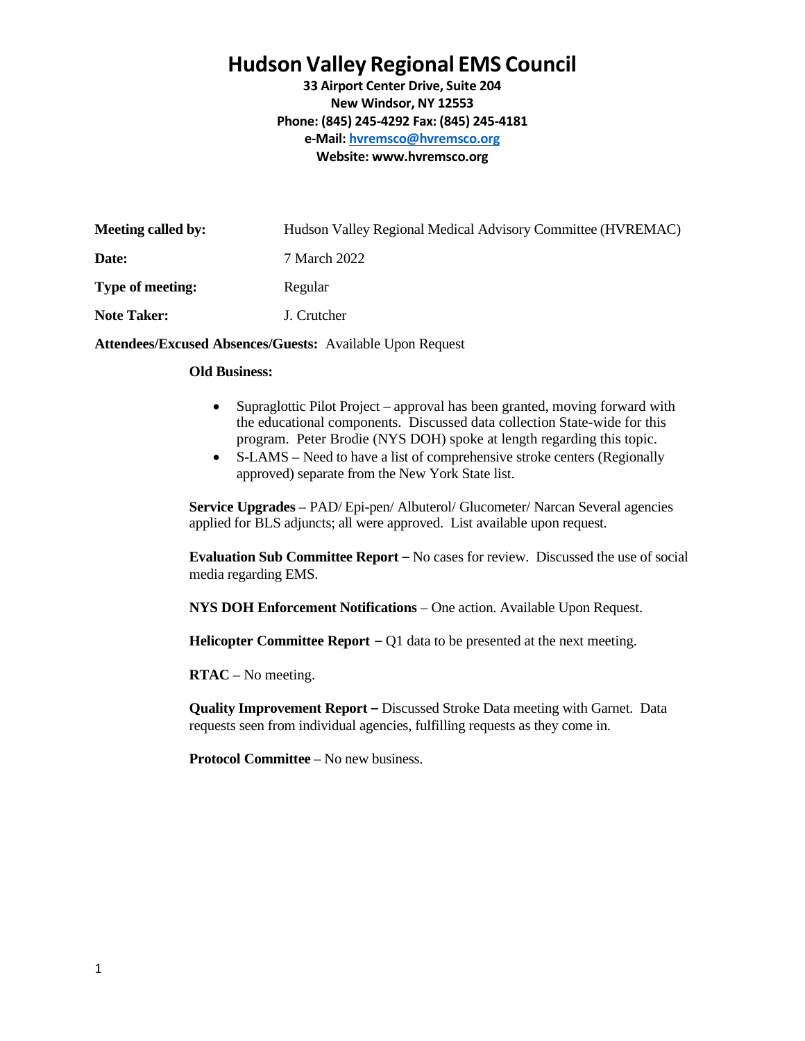# Hudson Valley Regional EMS Council

**33 Airport Center Drive, Suite 204**
**New Windsor, NY 12553**
**Phone: (845) 245-4292 Fax: (845) 245-4181**
**e-Mail: hvremsco@hvremsco.org**
**Website: www.hvremsco.org**

| | |
|---|---|
| **Meeting called by:** | Hudson Valley Regional Medical Advisory Committee (HVREMAC) |
| **Date:** | 7 March 2022 |
| **Type of meeting:** | Regular |
| **Note Taker:** | J. Crutcher |

**Attendees/Excused Absences/Guests:** Available Upon Request

**Old Business:**

- Supraglottic Pilot Project – approval has been granted, moving forward with the educational components. Discussed data collection State-wide for this program. Peter Brodie (NYS DOH) spoke at length regarding this topic.
- S-LAMS – Need to have a list of comprehensive stroke centers (Regionally approved) separate from the New York State list.

**Service Upgrades** – PAD/ Epi-pen/ Albuterol/ Glucometer/ Narcan Several agencies applied for BLS adjuncts; all were approved. List available upon request.

**Evaluation Sub Committee Report –** No cases for review. Discussed the use of social media regarding EMS.

**NYS DOH Enforcement Notifications** – One action. Available Upon Request.

**Helicopter Committee Report –** Q1 data to be presented at the next meeting.

**RTAC** – No meeting.

**Quality Improvement Report –** Discussed Stroke Data meeting with Garnet. Data requests seen from individual agencies, fulfilling requests as they come in.

**Protocol Committee** – No new business.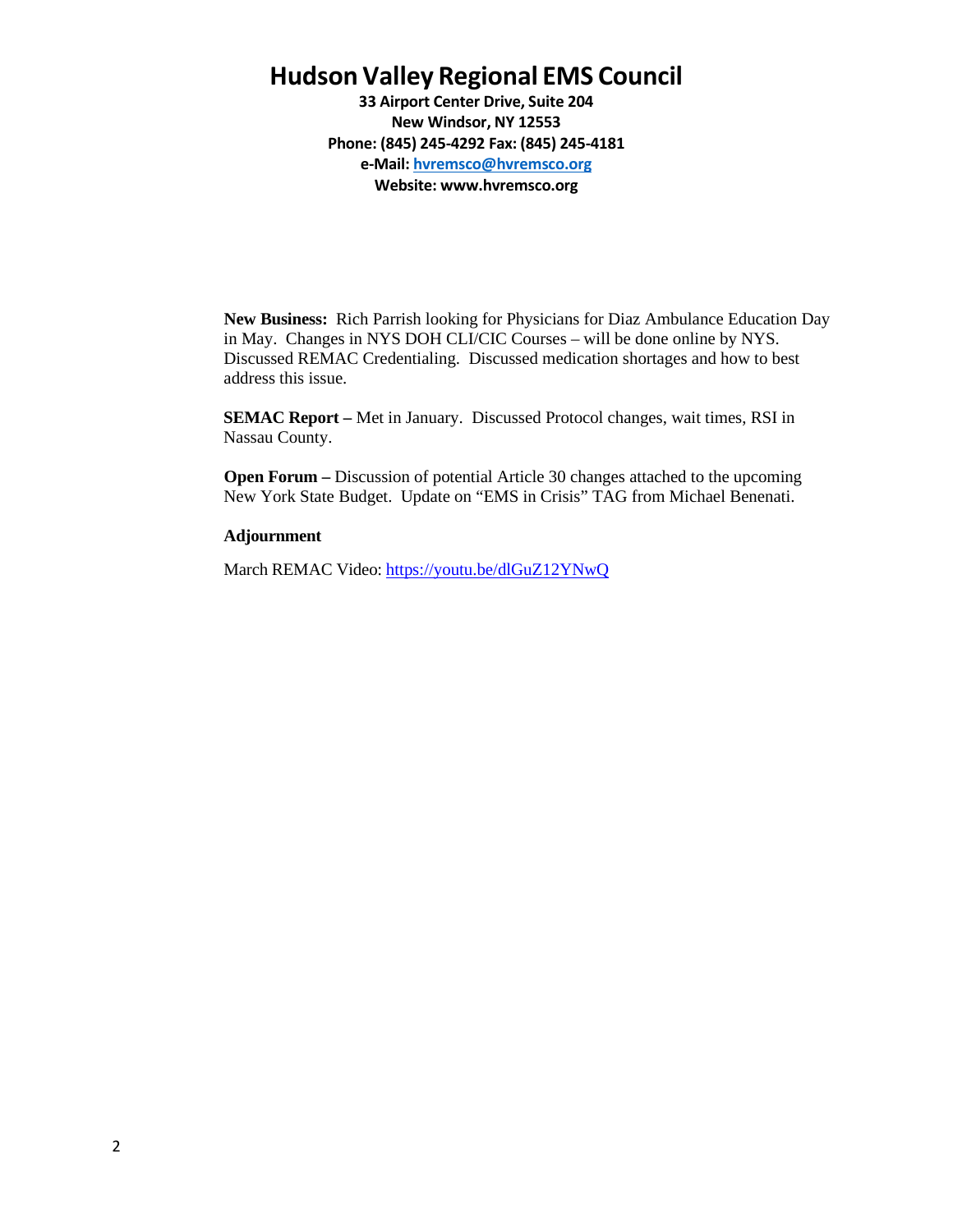# Hudson Valley Regional EMS Council

**33 Airport Center Drive, Suite 204**
**New Windsor, NY 12553**
**Phone: (845) 245-4292 Fax: (845) 245-4181**
**e-Mail: hvremsco@hvremsco.org**
**Website: www.hvremsco.org**

**New Business:** Rich Parrish looking for Physicians for Diaz Ambulance Education Day in May. Changes in NYS DOH CLI/CIC Courses – will be done online by NYS. Discussed REMAC Credentialing. Discussed medication shortages and how to best address this issue.

**SEMAC Report –** Met in January. Discussed Protocol changes, wait times, RSI in Nassau County.

**Open Forum –** Discussion of potential Article 30 changes attached to the upcoming New York State Budget. Update on "EMS in Crisis" TAG from Michael Benenati.

**Adjournment**

March REMAC Video: https://youtu.be/dlGuZ12YNwQ